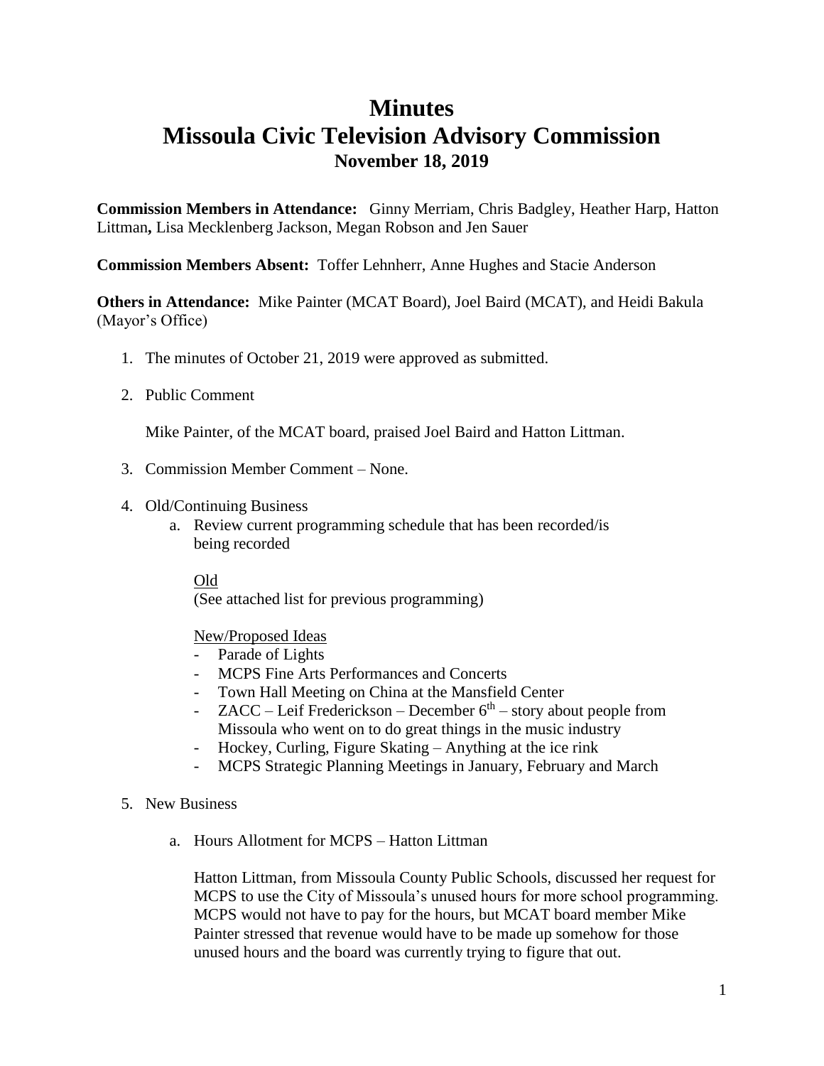# Minutes
# Missoula Civic Television Advisory Commission
### November 18, 2019

**Commission Members in Attendance:** Ginny Merriam, Chris Badgley, Heather Harp, Hatton Littman**,** Lisa Mecklenberg Jackson, Megan Robson and Jen Sauer

**Commission Members Absent:** Toffer Lehnherr, Anne Hughes and Stacie Anderson

**Others in Attendance:** Mike Painter (MCAT Board), Joel Baird (MCAT), and Heidi Bakula (Mayor's Office)

1. The minutes of October 21, 2019 were approved as submitted.

2. Public Comment

   Mike Painter, of the MCAT board, praised Joel Baird and Hatton Littman.

3. Commission Member Comment – None.

4. Old/Continuing Business
   a. Review current programming schedule that has been recorded/is being recorded

      Old
      (See attached list for previous programming)

      New/Proposed Ideas
      - Parade of Lights
      - MCPS Fine Arts Performances and Concerts
      - Town Hall Meeting on China at the Mansfield Center
      - ZACC – Leif Frederickson – December 6th – story about people from Missoula who went on to do great things in the music industry
      - Hockey, Curling, Figure Skating – Anything at the ice rink
      - MCPS Strategic Planning Meetings in January, February and March

5. New Business

   a. Hours Allotment for MCPS – Hatton Littman

      Hatton Littman, from Missoula County Public Schools, discussed her request for MCPS to use the City of Missoula's unused hours for more school programming. MCPS would not have to pay for the hours, but MCAT board member Mike Painter stressed that revenue would have to be made up somehow for those unused hours and the board was currently trying to figure that out.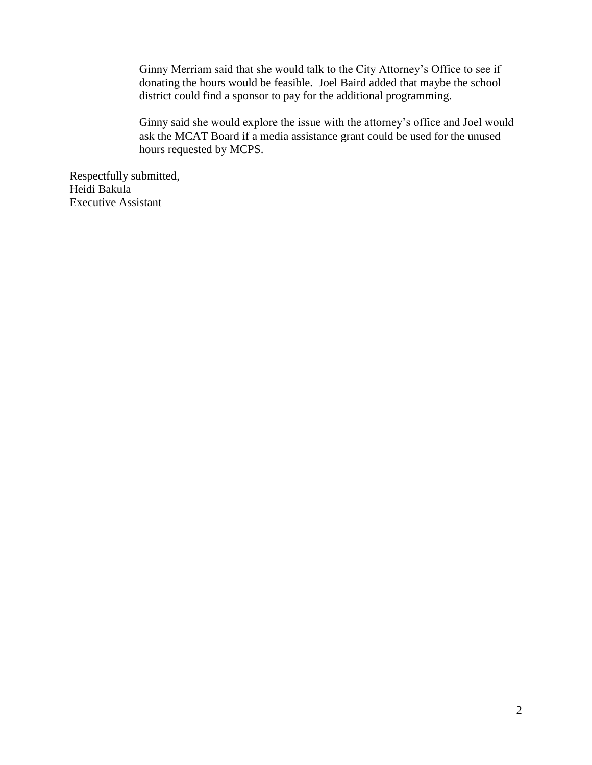Ginny Merriam said that she would talk to the City Attorney's Office to see if donating the hours would be feasible.  Joel Baird added that maybe the school district could find a sponsor to pay for the additional programming.

Ginny said she would explore the issue with the attorney's office and Joel would ask the MCAT Board if a media assistance grant could be used for the unused hours requested by MCPS.

Respectfully submitted,
Heidi Bakula
Executive Assistant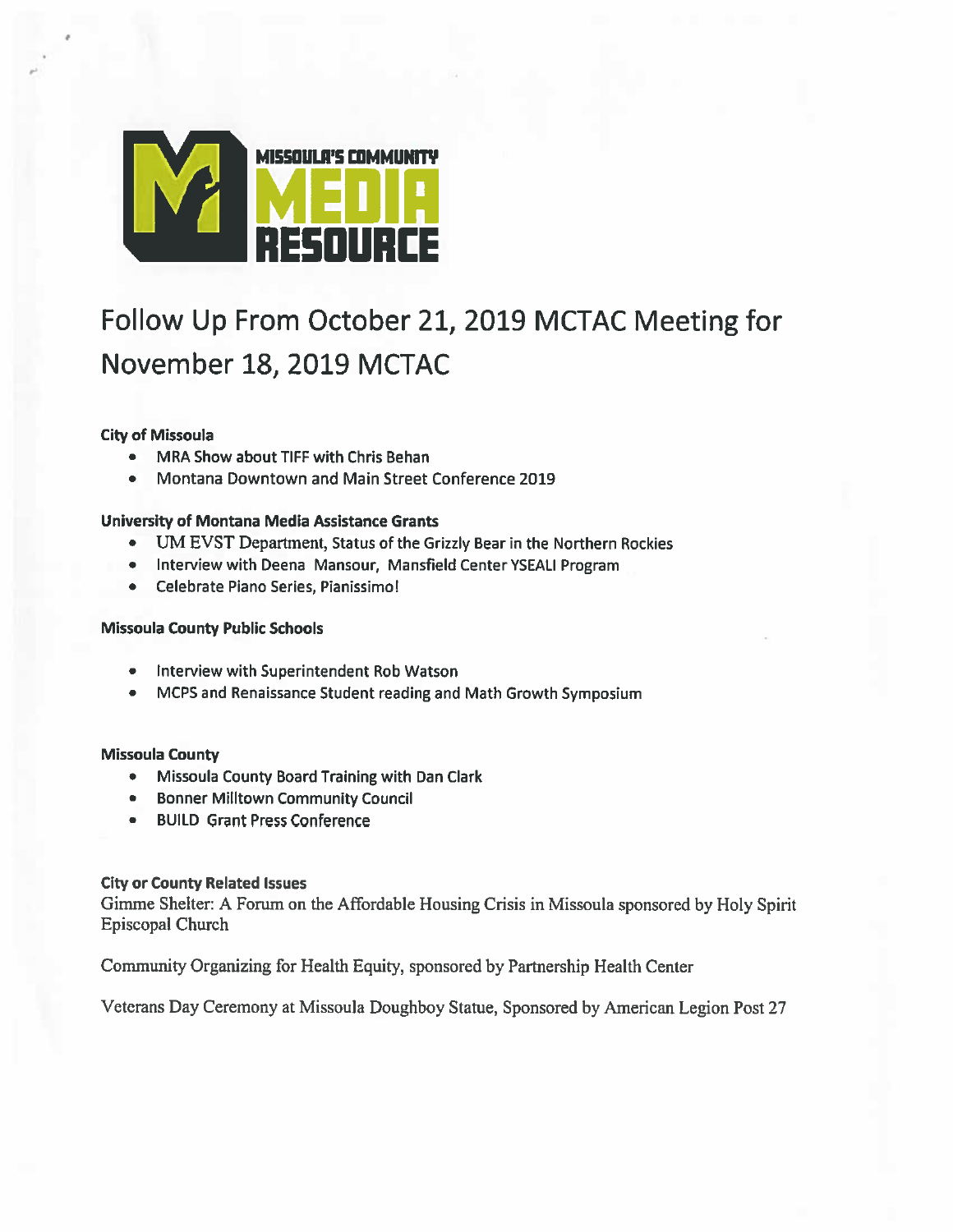MISSOULA'S COMMUNITY MEDIA RESOURCE

# Follow Up From October 21, 2019 MCTAC Meeting for November 18, 2019 MCTAC

**City of Missoula**

- MRA Show about TIFF with Chris Behan
- Montana Downtown and Main Street Conference 2019

**University of Montana Media Assistance Grants**

- UM EVST Department, Status of the Grizzly Bear in the Northern Rockies
- Interview with Deena Mansour, Mansfield Center YSEALI Program
- Celebrate Piano Series, Pianissimo!

**Missoula County Public Schools**

- Interview with Superintendent Rob Watson
- MCPS and Renaissance Student reading and Math Growth Symposium

**Missoula County**

- Missoula County Board Training with Dan Clark
- Bonner Milltown Community Council
- BUILD Grant Press Conference

**City or County Related Issues**

Gimme Shelter: A Forum on the Affordable Housing Crisis in Missoula sponsored by Holy Spirit Episcopal Church

Community Organizing for Health Equity, sponsored by Partnership Health Center

Veterans Day Ceremony at Missoula Doughboy Statue, Sponsored by American Legion Post 27